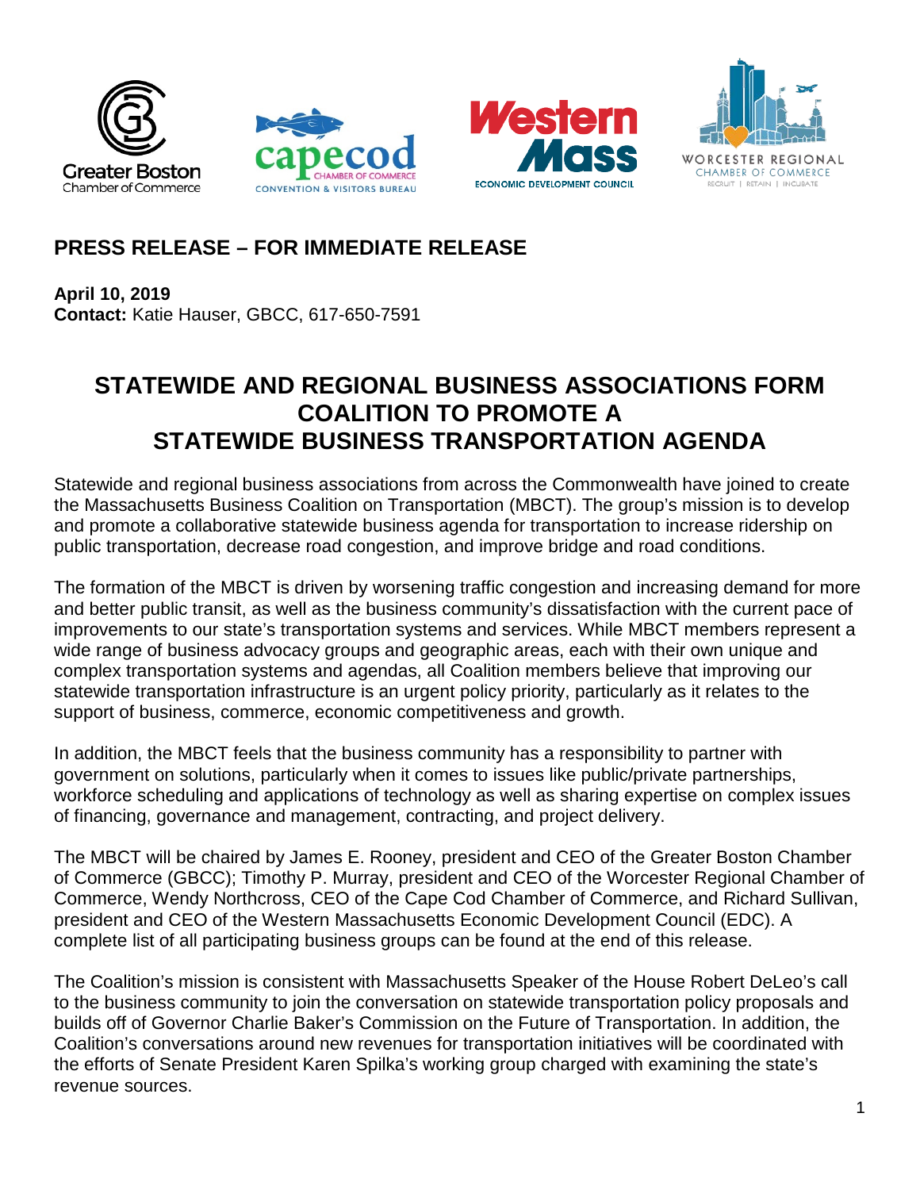## PRESS RELEASE – FOR IMMEDIATE RELEASE

**April 10, 2019**
**Contact:** Katie Hauser, GBCC, 617-650-7591

# STATEWIDE AND REGIONAL BUSINESS ASSOCIATIONS FORM COALITION TO PROMOTE A STATEWIDE BUSINESS TRANSPORTATION AGENDA

Statewide and regional business associations from across the Commonwealth have joined to create the Massachusetts Business Coalition on Transportation (MBCT). The group's mission is to develop and promote a collaborative statewide business agenda for transportation to increase ridership on public transportation, decrease road congestion, and improve bridge and road conditions.

The formation of the MBCT is driven by worsening traffic congestion and increasing demand for more and better public transit, as well as the business community's dissatisfaction with the current pace of improvements to our state's transportation systems and services. While MBCT members represent a wide range of business advocacy groups and geographic areas, each with their own unique and complex transportation systems and agendas, all Coalition members believe that improving our statewide transportation infrastructure is an urgent policy priority, particularly as it relates to the support of business, commerce, economic competitiveness and growth.

In addition, the MBCT feels that the business community has a responsibility to partner with government on solutions, particularly when it comes to issues like public/private partnerships, workforce scheduling and applications of technology as well as sharing expertise on complex issues of financing, governance and management, contracting, and project delivery.

The MBCT will be chaired by James E. Rooney, president and CEO of the Greater Boston Chamber of Commerce (GBCC); Timothy P. Murray, president and CEO of the Worcester Regional Chamber of Commerce, Wendy Northcross, CEO of the Cape Cod Chamber of Commerce, and Richard Sullivan, president and CEO of the Western Massachusetts Economic Development Council (EDC). A complete list of all participating business groups can be found at the end of this release.

The Coalition's mission is consistent with Massachusetts Speaker of the House Robert DeLeo's call to the business community to join the conversation on statewide transportation policy proposals and builds off of Governor Charlie Baker's Commission on the Future of Transportation. In addition, the Coalition's conversations around new revenues for transportation initiatives will be coordinated with the efforts of Senate President Karen Spilka's working group charged with examining the state's revenue sources.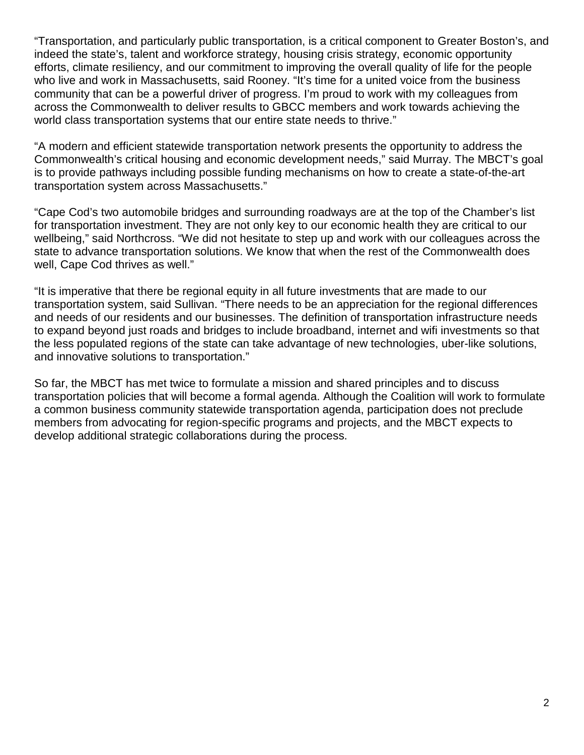"Transportation, and particularly public transportation, is a critical component to Greater Boston's, and indeed the state's, talent and workforce strategy, housing crisis strategy, economic opportunity efforts, climate resiliency, and our commitment to improving the overall quality of life for the people who live and work in Massachusetts, said Rooney. "It's time for a united voice from the business community that can be a powerful driver of progress. I'm proud to work with my colleagues from across the Commonwealth to deliver results to GBCC members and work towards achieving the world class transportation systems that our entire state needs to thrive."

"A modern and efficient statewide transportation network presents the opportunity to address the Commonwealth's critical housing and economic development needs," said Murray. The MBCT's goal is to provide pathways including possible funding mechanisms on how to create a state-of-the-art transportation system across Massachusetts."

"Cape Cod's two automobile bridges and surrounding roadways are at the top of the Chamber's list for transportation investment. They are not only key to our economic health they are critical to our wellbeing," said Northcross. "We did not hesitate to step up and work with our colleagues across the state to advance transportation solutions. We know that when the rest of the Commonwealth does well, Cape Cod thrives as well."

"It is imperative that there be regional equity in all future investments that are made to our transportation system, said Sullivan. "There needs to be an appreciation for the regional differences and needs of our residents and our businesses. The definition of transportation infrastructure needs to expand beyond just roads and bridges to include broadband, internet and wifi investments so that the less populated regions of the state can take advantage of new technologies, uber-like solutions, and innovative solutions to transportation."

So far, the MBCT has met twice to formulate a mission and shared principles and to discuss transportation policies that will become a formal agenda. Although the Coalition will work to formulate a common business community statewide transportation agenda, participation does not preclude members from advocating for region-specific programs and projects, and the MBCT expects to develop additional strategic collaborations during the process.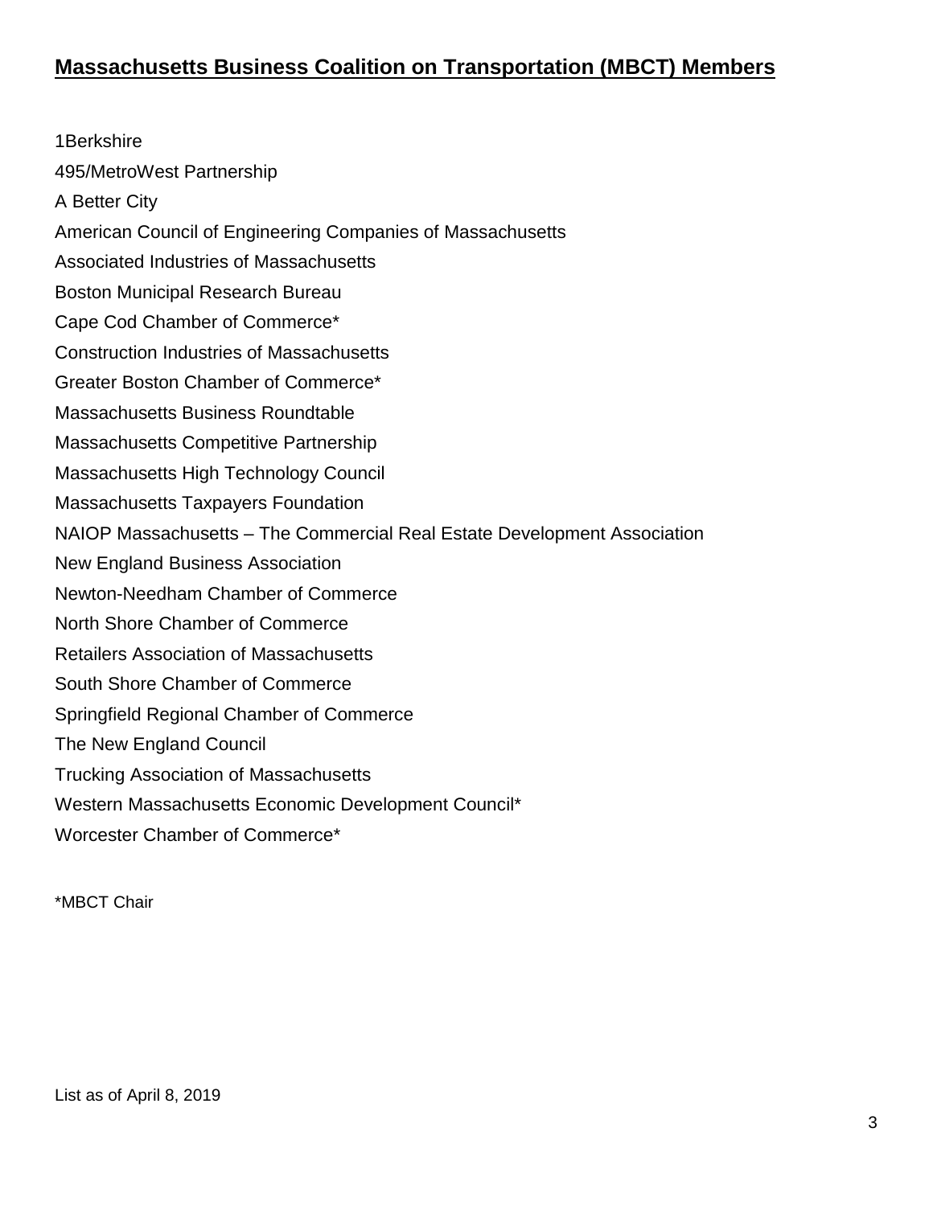## Massachusetts Business Coalition on Transportation (MBCT) Members

1Berkshire

495/MetroWest Partnership

A Better City

American Council of Engineering Companies of Massachusetts

Associated Industries of Massachusetts

Boston Municipal Research Bureau

Cape Cod Chamber of Commerce*

Construction Industries of Massachusetts

Greater Boston Chamber of Commerce*

Massachusetts Business Roundtable

Massachusetts Competitive Partnership

Massachusetts High Technology Council

Massachusetts Taxpayers Foundation

NAIOP Massachusetts – The Commercial Real Estate Development Association

New England Business Association

Newton-Needham Chamber of Commerce

North Shore Chamber of Commerce

Retailers Association of Massachusetts

South Shore Chamber of Commerce

Springfield Regional Chamber of Commerce

The New England Council

Trucking Association of Massachusetts

Western Massachusetts Economic Development Council*

Worcester Chamber of Commerce*

*MBCT Chair

List as of April 8, 2019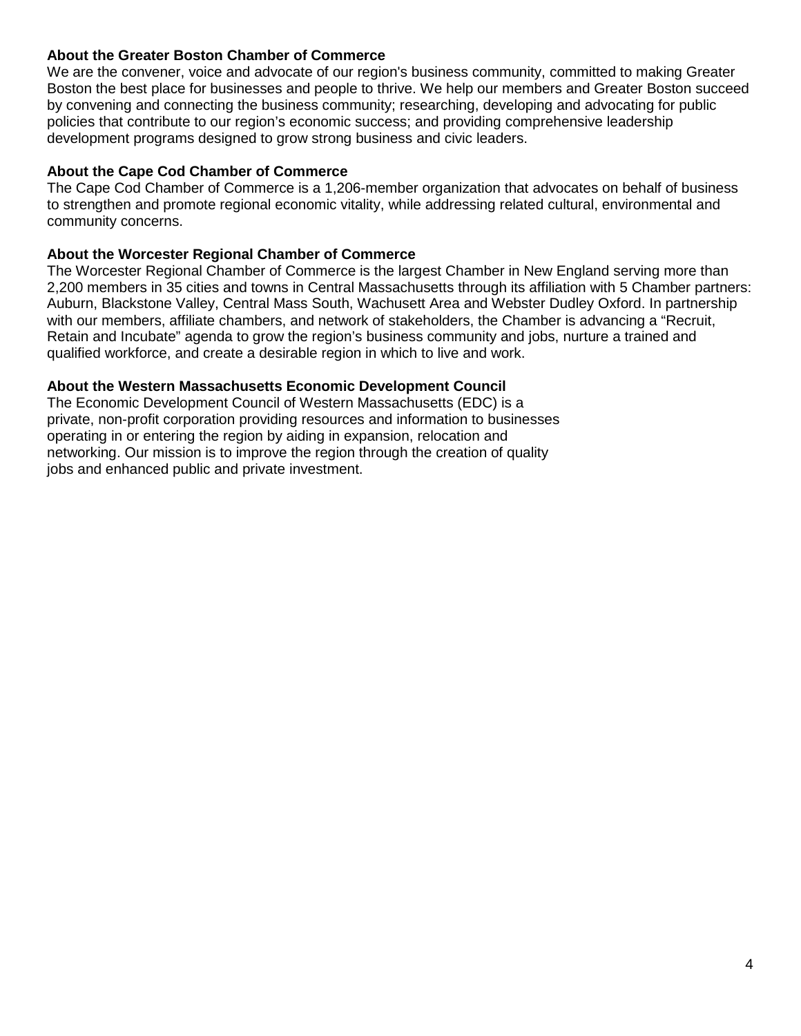**About the Greater Boston Chamber of Commerce**
We are the convener, voice and advocate of our region's business community, committed to making Greater Boston the best place for businesses and people to thrive. We help our members and Greater Boston succeed by convening and connecting the business community; researching, developing and advocating for public policies that contribute to our region's economic success; and providing comprehensive leadership development programs designed to grow strong business and civic leaders.

**About the Cape Cod Chamber of Commerce**
The Cape Cod Chamber of Commerce is a 1,206-member organization that advocates on behalf of business to strengthen and promote regional economic vitality, while addressing related cultural, environmental and community concerns.

**About the Worcester Regional Chamber of Commerce**
The Worcester Regional Chamber of Commerce is the largest Chamber in New England serving more than 2,200 members in 35 cities and towns in Central Massachusetts through its affiliation with 5 Chamber partners: Auburn, Blackstone Valley, Central Mass South, Wachusett Area and Webster Dudley Oxford. In partnership with our members, affiliate chambers, and network of stakeholders, the Chamber is advancing a "Recruit, Retain and Incubate" agenda to grow the region's business community and jobs, nurture a trained and qualified workforce, and create a desirable region in which to live and work.

**About the Western Massachusetts Economic Development Council**
The Economic Development Council of Western Massachusetts (EDC) is a private, non-profit corporation providing resources and information to businesses operating in or entering the region by aiding in expansion, relocation and networking. Our mission is to improve the region through the creation of quality jobs and enhanced public and private investment.